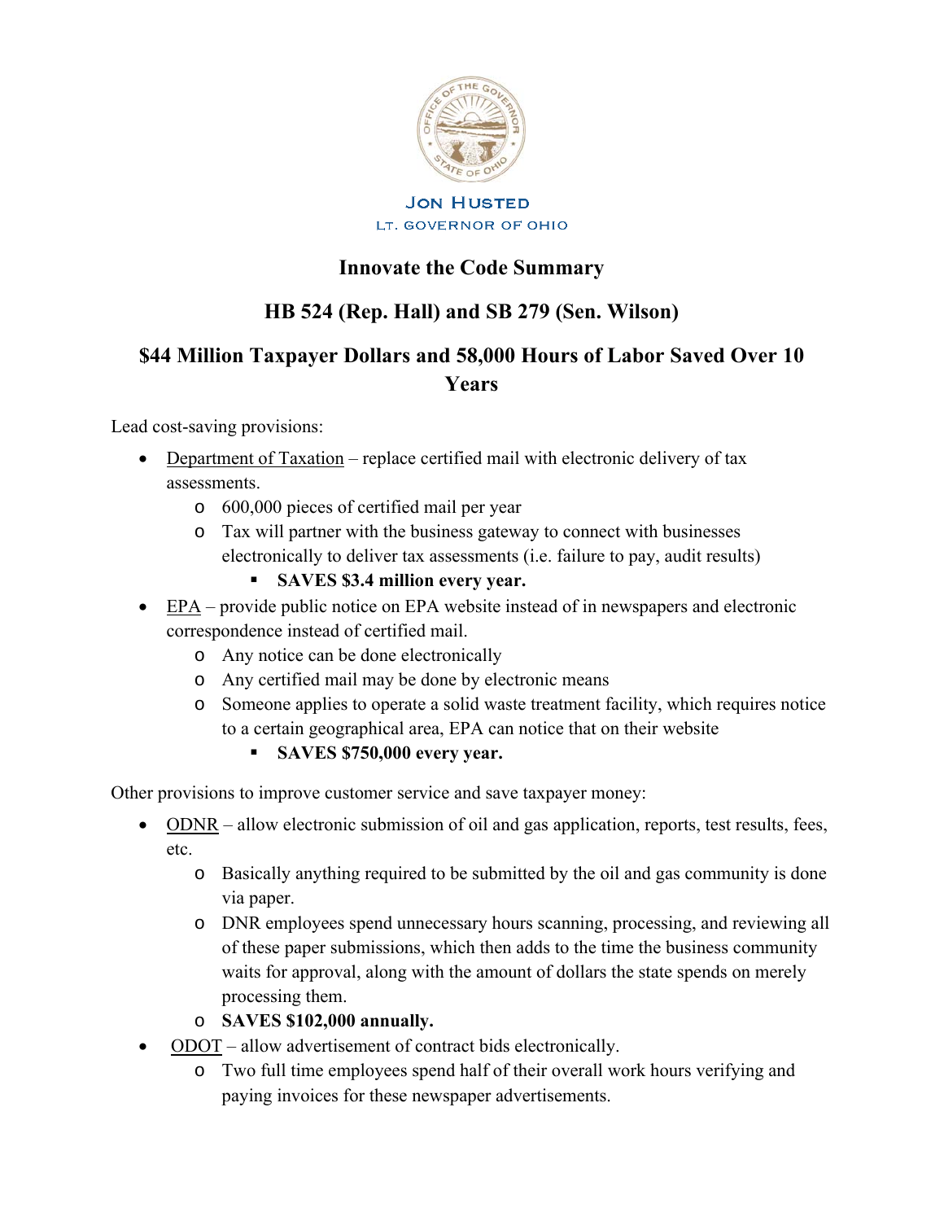Jon Husted

Lt. Governor of Ohio

# Innovate the Code Summary

## HB 524 (Rep. Hall) and SB 279 (Sen. Wilson)

## $44 Million Taxpayer Dollars and 58,000 Hours of Labor Saved Over 10 Years

Lead cost-saving provisions:

- Department of Taxation – replace certified mail with electronic delivery of tax assessments.
  - 600,000 pieces of certified mail per year
  - Tax will partner with the business gateway to connect with businesses electronically to deliver tax assessments (i.e. failure to pay, audit results)
    - **SAVES $3.4 million every year.**
- EPA – provide public notice on EPA website instead of in newspapers and electronic correspondence instead of certified mail.
  - Any notice can be done electronically
  - Any certified mail may be done by electronic means
  - Someone applies to operate a solid waste treatment facility, which requires notice to a certain geographical area, EPA can notice that on their website
    - **SAVES $750,000 every year.**

Other provisions to improve customer service and save taxpayer money:

- ODNR – allow electronic submission of oil and gas application, reports, test results, fees, etc.
  - Basically anything required to be submitted by the oil and gas community is done via paper.
  - DNR employees spend unnecessary hours scanning, processing, and reviewing all of these paper submissions, which then adds to the time the business community waits for approval, along with the amount of dollars the state spends on merely processing them.
  - **SAVES $102,000 annually.**
- ODOT – allow advertisement of contract bids electronically.
  - Two full time employees spend half of their overall work hours verifying and paying invoices for these newspaper advertisements.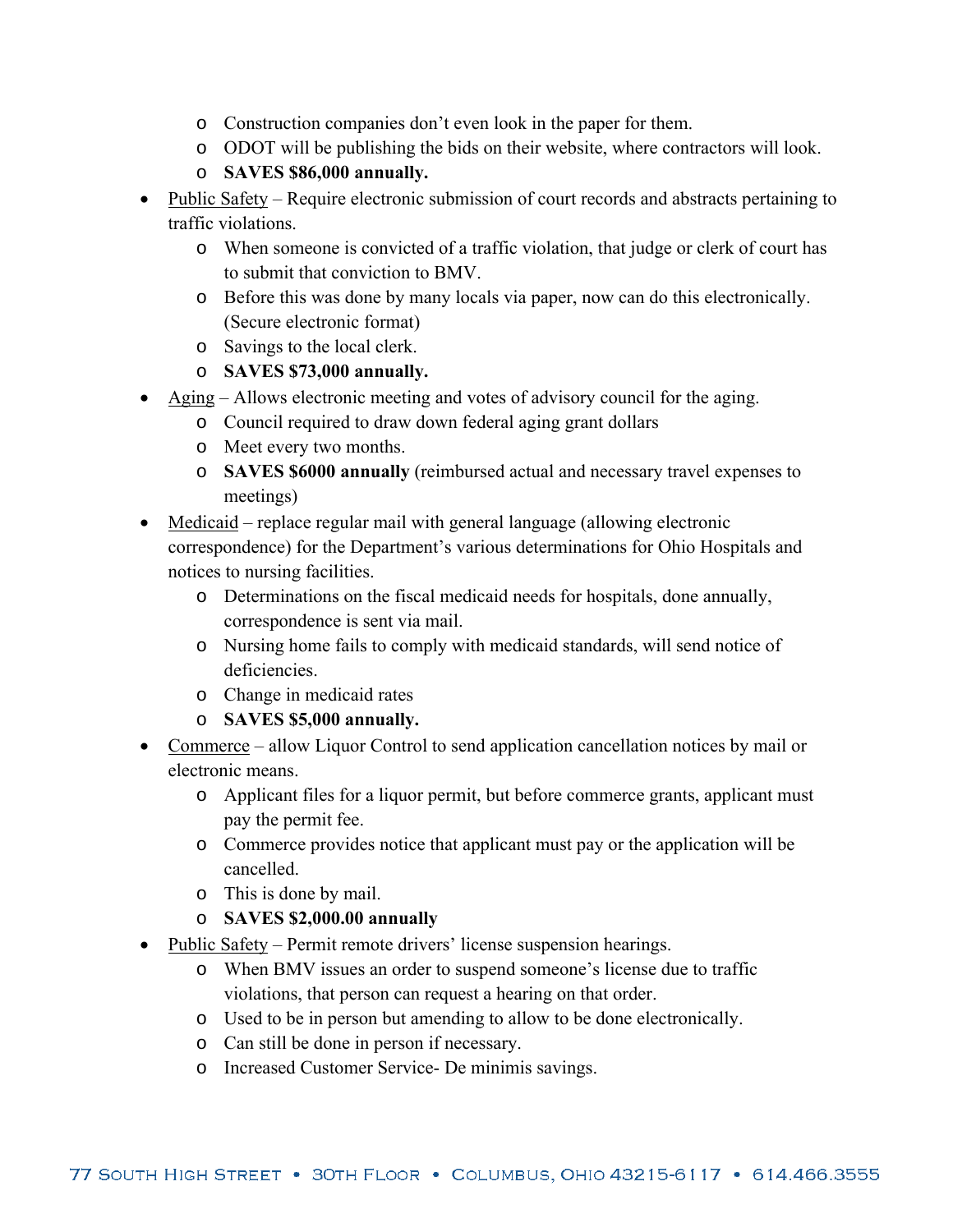- Construction companies don't even look in the paper for them.
  - ODOT will be publishing the bids on their website, where contractors will look.
  - **SAVES $86,000 annually.**
- Public Safety – Require electronic submission of court records and abstracts pertaining to traffic violations.
  - When someone is convicted of a traffic violation, that judge or clerk of court has to submit that conviction to BMV.
  - Before this was done by many locals via paper, now can do this electronically. (Secure electronic format)
  - Savings to the local clerk.
  - **SAVES $73,000 annually.**
- Aging – Allows electronic meeting and votes of advisory council for the aging.
  - Council required to draw down federal aging grant dollars
  - Meet every two months.
  - **SAVES $6000 annually** (reimbursed actual and necessary travel expenses to meetings)
- Medicaid – replace regular mail with general language (allowing electronic correspondence) for the Department's various determinations for Ohio Hospitals and notices to nursing facilities.
  - Determinations on the fiscal medicaid needs for hospitals, done annually, correspondence is sent via mail.
  - Nursing home fails to comply with medicaid standards, will send notice of deficiencies.
  - Change in medicaid rates
  - **SAVES $5,000 annually.**
- Commerce – allow Liquor Control to send application cancellation notices by mail or electronic means.
  - Applicant files for a liquor permit, but before commerce grants, applicant must pay the permit fee.
  - Commerce provides notice that applicant must pay or the application will be cancelled.
  - This is done by mail.
  - **SAVES $2,000.00 annually**
- Public Safety – Permit remote drivers' license suspension hearings.
  - When BMV issues an order to suspend someone's license due to traffic violations, that person can request a hearing on that order.
  - Used to be in person but amending to allow to be done electronically.
  - Can still be done in person if necessary.
  - Increased Customer Service- De minimis savings.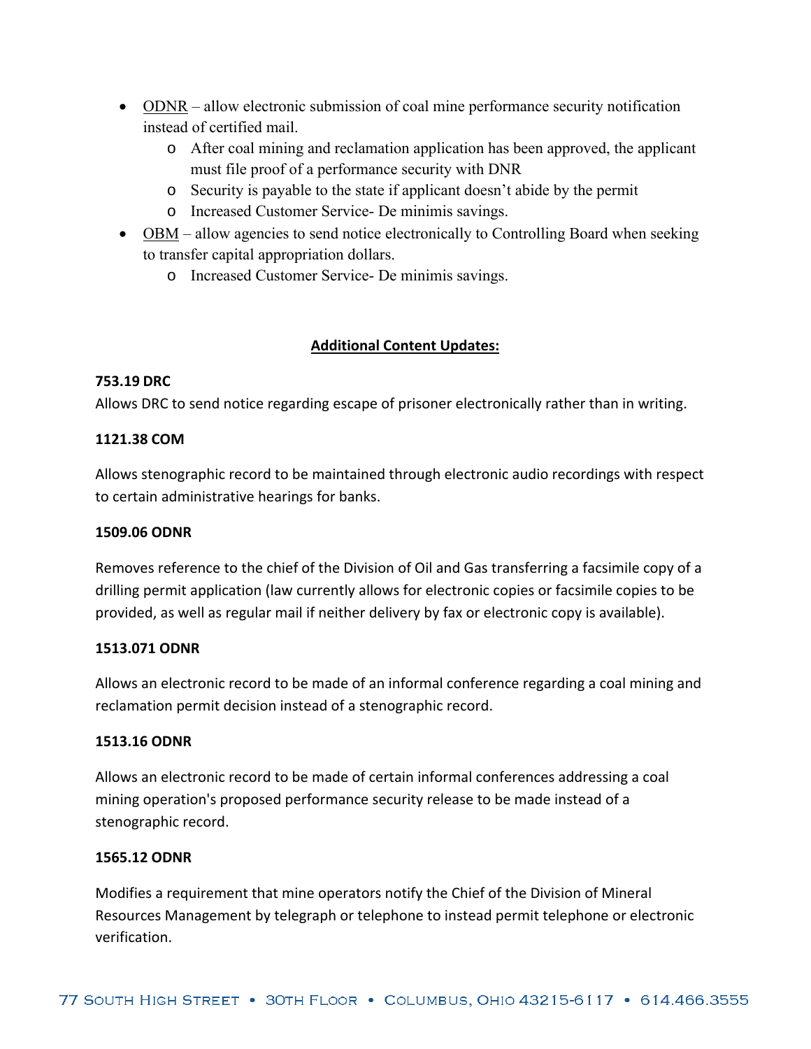- ODNR – allow electronic submission of coal mine performance security notification instead of certified mail.
    - After coal mining and reclamation application has been approved, the applicant must file proof of a performance security with DNR
    - Security is payable to the state if applicant doesn't abide by the permit
    - Increased Customer Service- De minimis savings.
- OBM – allow agencies to send notice electronically to Controlling Board when seeking to transfer capital appropriation dollars.
    - Increased Customer Service- De minimis savings.

## Additional Content Updates:

**753.19 DRC**

Allows DRC to send notice regarding escape of prisoner electronically rather than in writing.

**1121.38 COM**

Allows stenographic record to be maintained through electronic audio recordings with respect to certain administrative hearings for banks.

**1509.06 ODNR**

Removes reference to the chief of the Division of Oil and Gas transferring a facsimile copy of a drilling permit application (law currently allows for electronic copies or facsimile copies to be provided, as well as regular mail if neither delivery by fax or electronic copy is available).

**1513.071 ODNR**

Allows an electronic record to be made of an informal conference regarding a coal mining and reclamation permit decision instead of a stenographic record.

**1513.16 ODNR**

Allows an electronic record to be made of certain informal conferences addressing a coal mining operation's proposed performance security release to be made instead of a stenographic record.

**1565.12 ODNR**

Modifies a requirement that mine operators notify the Chief of the Division of Mineral Resources Management by telegraph or telephone to instead permit telephone or electronic verification.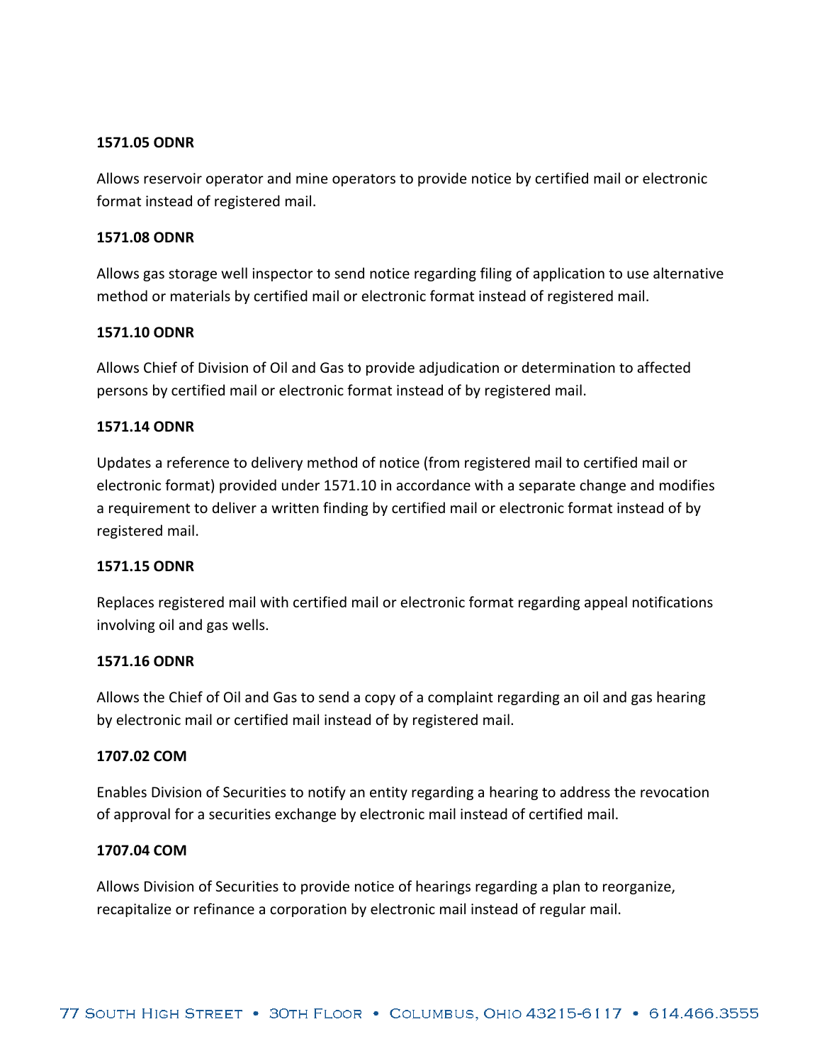**1571.05 ODNR**

Allows reservoir operator and mine operators to provide notice by certified mail or electronic format instead of registered mail.

**1571.08 ODNR**

Allows gas storage well inspector to send notice regarding filing of application to use alternative method or materials by certified mail or electronic format instead of registered mail.

**1571.10 ODNR**

Allows Chief of Division of Oil and Gas to provide adjudication or determination to affected persons by certified mail or electronic format instead of by registered mail.

**1571.14 ODNR**

Updates a reference to delivery method of notice (from registered mail to certified mail or electronic format) provided under 1571.10 in accordance with a separate change and modifies a requirement to deliver a written finding by certified mail or electronic format instead of by registered mail.

**1571.15 ODNR**

Replaces registered mail with certified mail or electronic format regarding appeal notifications involving oil and gas wells.

**1571.16 ODNR**

Allows the Chief of Oil and Gas to send a copy of a complaint regarding an oil and gas hearing by electronic mail or certified mail instead of by registered mail.

**1707.02 COM**

Enables Division of Securities to notify an entity regarding a hearing to address the revocation of approval for a securities exchange by electronic mail instead of certified mail.

**1707.04 COM**

Allows Division of Securities to provide notice of hearings regarding a plan to reorganize, recapitalize or refinance a corporation by electronic mail instead of regular mail.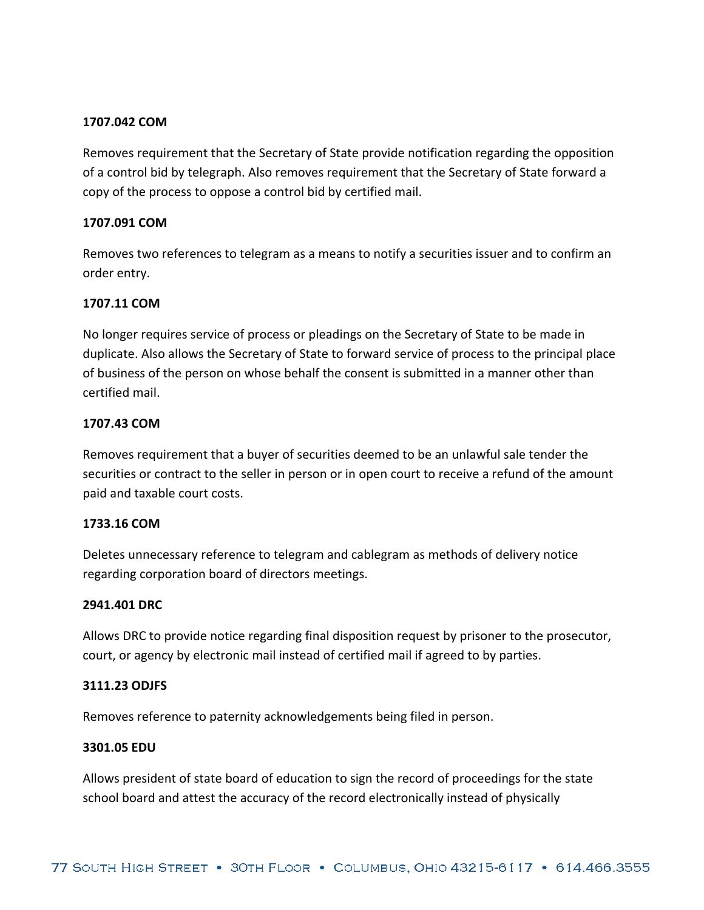**1707.042 COM**

Removes requirement that the Secretary of State provide notification regarding the opposition of a control bid by telegraph. Also removes requirement that the Secretary of State forward a copy of the process to oppose a control bid by certified mail.

**1707.091 COM**

Removes two references to telegram as a means to notify a securities issuer and to confirm an order entry.

**1707.11 COM**

No longer requires service of process or pleadings on the Secretary of State to be made in duplicate. Also allows the Secretary of State to forward service of process to the principal place of business of the person on whose behalf the consent is submitted in a manner other than certified mail.

**1707.43 COM**

Removes requirement that a buyer of securities deemed to be an unlawful sale tender the securities or contract to the seller in person or in open court to receive a refund of the amount paid and taxable court costs.

**1733.16 COM**

Deletes unnecessary reference to telegram and cablegram as methods of delivery notice regarding corporation board of directors meetings.

**2941.401 DRC**

Allows DRC to provide notice regarding final disposition request by prisoner to the prosecutor, court, or agency by electronic mail instead of certified mail if agreed to by parties.

**3111.23 ODJFS**

Removes reference to paternity acknowledgements being filed in person.

**3301.05 EDU**

Allows president of state board of education to sign the record of proceedings for the state school board and attest the accuracy of the record electronically instead of physically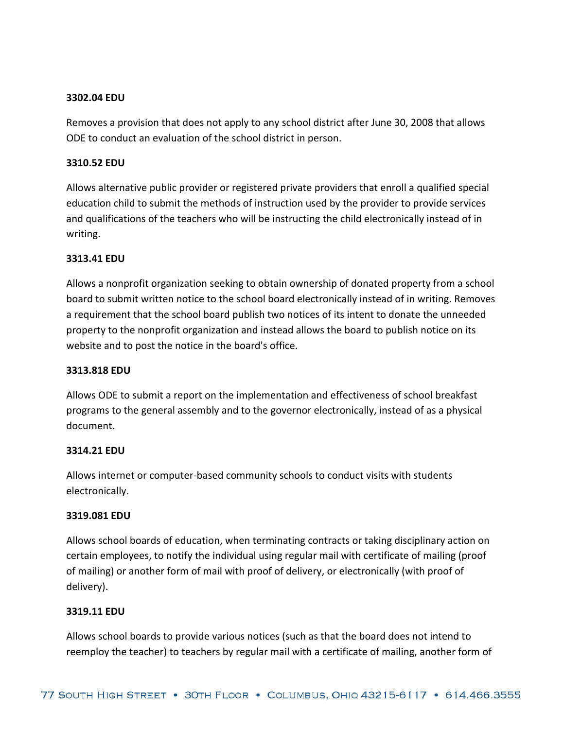**3302.04 EDU**

Removes a provision that does not apply to any school district after June 30, 2008 that allows ODE to conduct an evaluation of the school district in person.

**3310.52 EDU**

Allows alternative public provider or registered private providers that enroll a qualified special education child to submit the methods of instruction used by the provider to provide services and qualifications of the teachers who will be instructing the child electronically instead of in writing.

**3313.41 EDU**

Allows a nonprofit organization seeking to obtain ownership of donated property from a school board to submit written notice to the school board electronically instead of in writing. Removes a requirement that the school board publish two notices of its intent to donate the unneeded property to the nonprofit organization and instead allows the board to publish notice on its website and to post the notice in the board's office.

**3313.818 EDU**

Allows ODE to submit a report on the implementation and effectiveness of school breakfast programs to the general assembly and to the governor electronically, instead of as a physical document.

**3314.21 EDU**

Allows internet or computer-based community schools to conduct visits with students electronically.

**3319.081 EDU**

Allows school boards of education, when terminating contracts or taking disciplinary action on certain employees, to notify the individual using regular mail with certificate of mailing (proof of mailing) or another form of mail with proof of delivery, or electronically (with proof of delivery).

**3319.11 EDU**

Allows school boards to provide various notices (such as that the board does not intend to reemploy the teacher) to teachers by regular mail with a certificate of mailing, another form of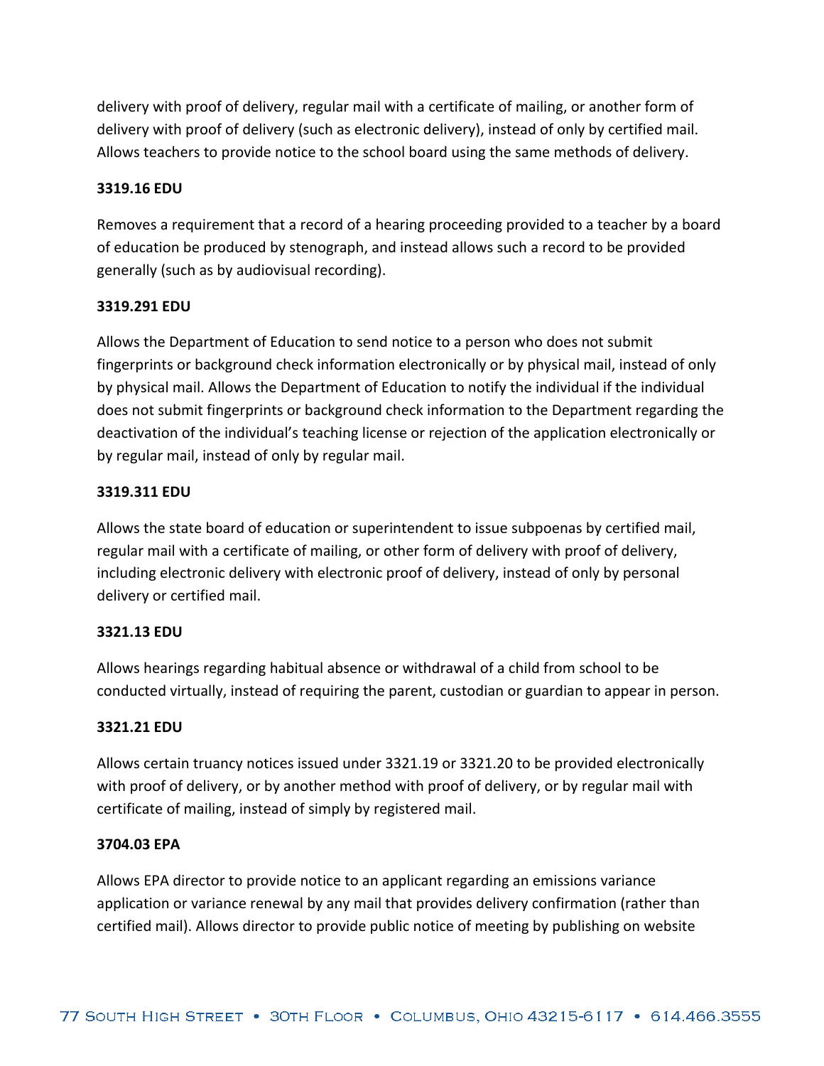delivery with proof of delivery, regular mail with a certificate of mailing, or another form of delivery with proof of delivery (such as electronic delivery), instead of only by certified mail. Allows teachers to provide notice to the school board using the same methods of delivery.

**3319.16 EDU**

Removes a requirement that a record of a hearing proceeding provided to a teacher by a board of education be produced by stenograph, and instead allows such a record to be provided generally (such as by audiovisual recording).

**3319.291 EDU**

Allows the Department of Education to send notice to a person who does not submit fingerprints or background check information electronically or by physical mail, instead of only by physical mail. Allows the Department of Education to notify the individual if the individual does not submit fingerprints or background check information to the Department regarding the deactivation of the individual's teaching license or rejection of the application electronically or by regular mail, instead of only by regular mail.

**3319.311 EDU**

Allows the state board of education or superintendent to issue subpoenas by certified mail, regular mail with a certificate of mailing, or other form of delivery with proof of delivery, including electronic delivery with electronic proof of delivery, instead of only by personal delivery or certified mail.

**3321.13 EDU**

Allows hearings regarding habitual absence or withdrawal of a child from school to be conducted virtually, instead of requiring the parent, custodian or guardian to appear in person.

**3321.21 EDU**

Allows certain truancy notices issued under 3321.19 or 3321.20 to be provided electronically with proof of delivery, or by another method with proof of delivery, or by regular mail with certificate of mailing, instead of simply by registered mail.

**3704.03 EPA**

Allows EPA director to provide notice to an applicant regarding an emissions variance application or variance renewal by any mail that provides delivery confirmation (rather than certified mail). Allows director to provide public notice of meeting by publishing on website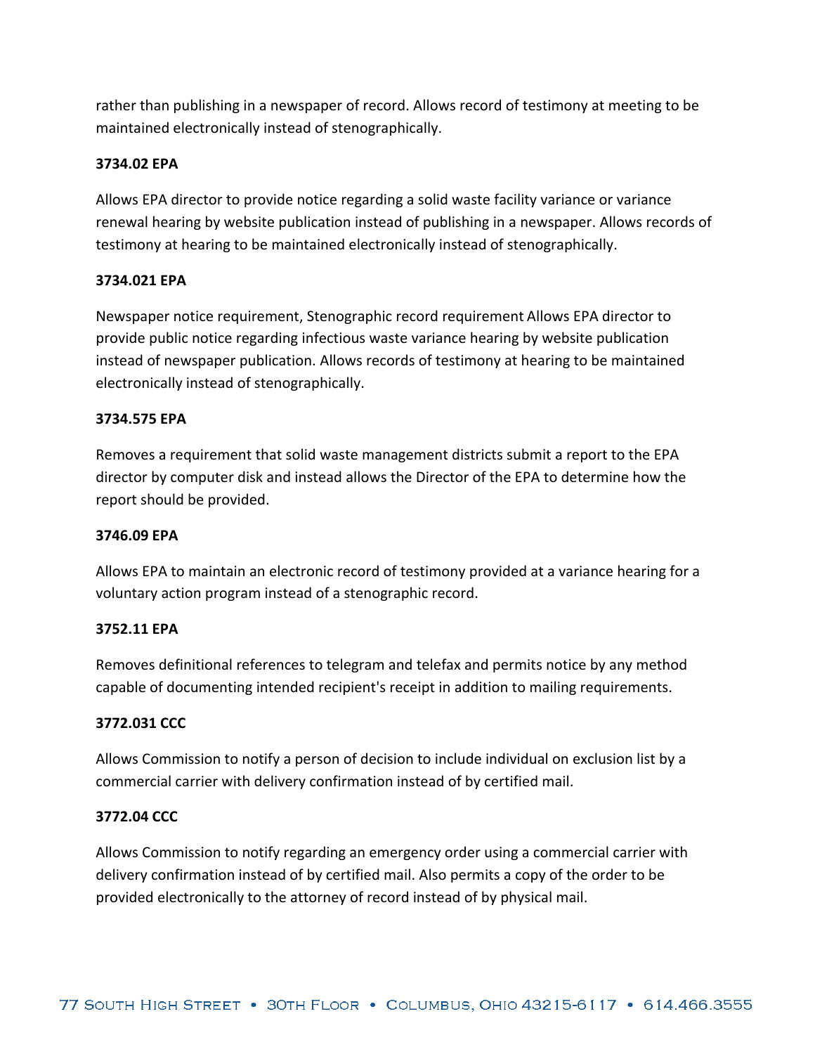rather than publishing in a newspaper of record. Allows record of testimony at meeting to be maintained electronically instead of stenographically.

**3734.02 EPA**

Allows EPA director to provide notice regarding a solid waste facility variance or variance renewal hearing by website publication instead of publishing in a newspaper. Allows records of testimony at hearing to be maintained electronically instead of stenographically.

**3734.021 EPA**

Newspaper notice requirement, Stenographic record requirement Allows EPA director to provide public notice regarding infectious waste variance hearing by website publication instead of newspaper publication. Allows records of testimony at hearing to be maintained electronically instead of stenographically.

**3734.575 EPA**

Removes a requirement that solid waste management districts submit a report to the EPA director by computer disk and instead allows the Director of the EPA to determine how the report should be provided.

**3746.09 EPA**

Allows EPA to maintain an electronic record of testimony provided at a variance hearing for a voluntary action program instead of a stenographic record.

**3752.11 EPA**

Removes definitional references to telegram and telefax and permits notice by any method capable of documenting intended recipient's receipt in addition to mailing requirements.

**3772.031 CCC**

Allows Commission to notify a person of decision to include individual on exclusion list by a commercial carrier with delivery confirmation instead of by certified mail.

**3772.04 CCC**

Allows Commission to notify regarding an emergency order using a commercial carrier with delivery confirmation instead of by certified mail. Also permits a copy of the order to be provided electronically to the attorney of record instead of by physical mail.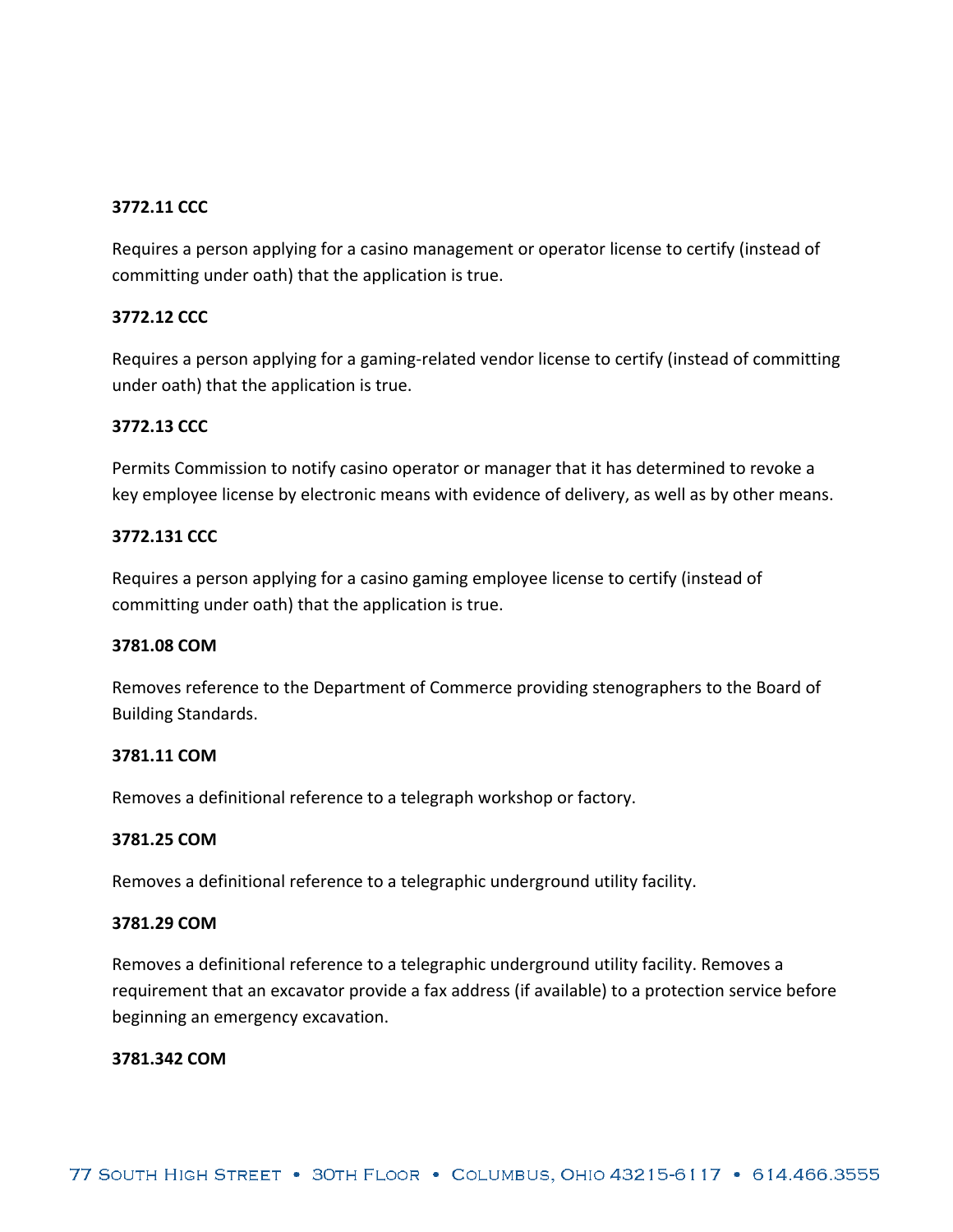**3772.11 CCC**

Requires a person applying for a casino management or operator license to certify (instead of committing under oath) that the application is true.

**3772.12 CCC**

Requires a person applying for a gaming-related vendor license to certify (instead of committing under oath) that the application is true.

**3772.13 CCC**

Permits Commission to notify casino operator or manager that it has determined to revoke a key employee license by electronic means with evidence of delivery, as well as by other means.

**3772.131 CCC**

Requires a person applying for a casino gaming employee license to certify (instead of committing under oath) that the application is true.

**3781.08 COM**

Removes reference to the Department of Commerce providing stenographers to the Board of Building Standards.

**3781.11 COM**

Removes a definitional reference to a telegraph workshop or factory.

**3781.25 COM**

Removes a definitional reference to a telegraphic underground utility facility.

**3781.29 COM**

Removes a definitional reference to a telegraphic underground utility facility. Removes a requirement that an excavator provide a fax address (if available) to a protection service before beginning an emergency excavation.

**3781.342 COM**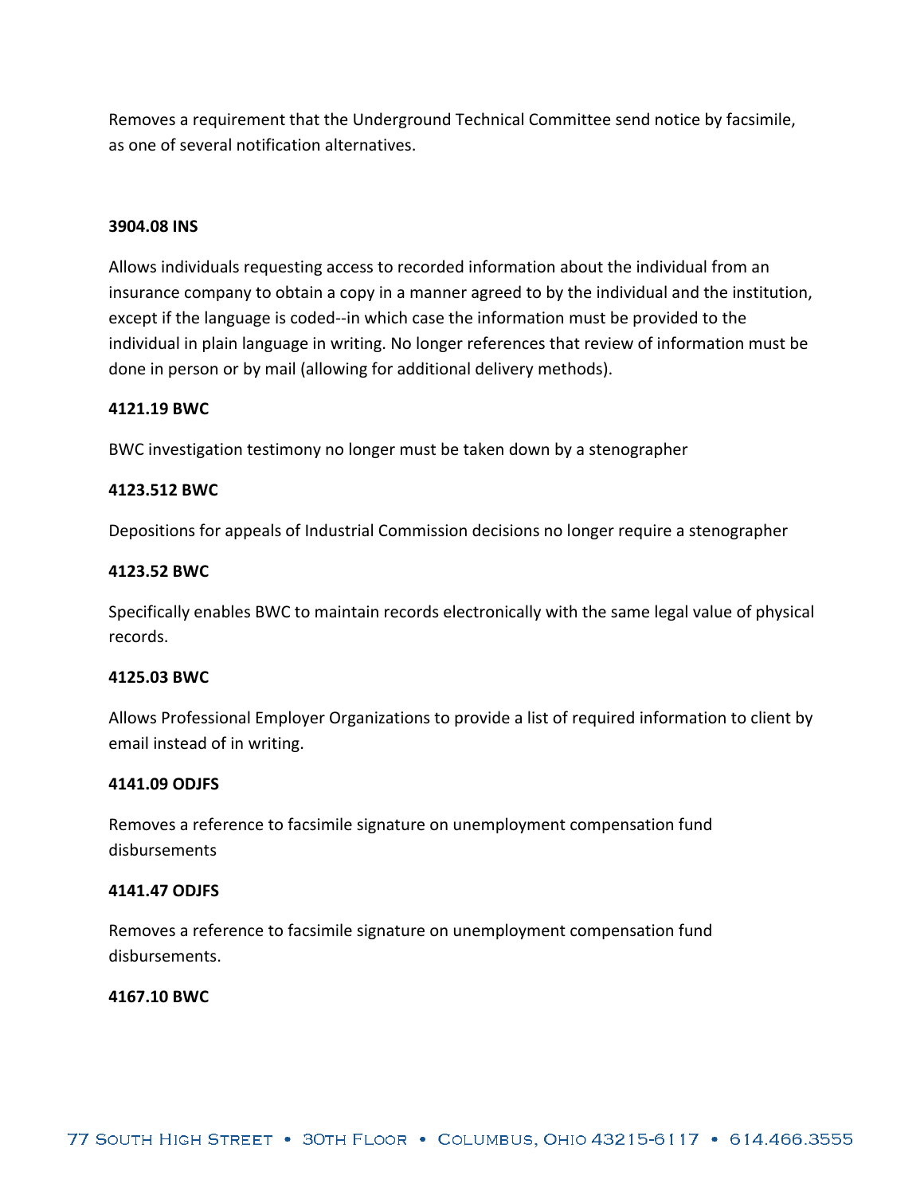Removes a requirement that the Underground Technical Committee send notice by facsimile, as one of several notification alternatives.

**3904.08 INS**

Allows individuals requesting access to recorded information about the individual from an insurance company to obtain a copy in a manner agreed to by the individual and the institution, except if the language is coded--in which case the information must be provided to the individual in plain language in writing. No longer references that review of information must be done in person or by mail (allowing for additional delivery methods).

**4121.19 BWC**

BWC investigation testimony no longer must be taken down by a stenographer

**4123.512 BWC**

Depositions for appeals of Industrial Commission decisions no longer require a stenographer

**4123.52 BWC**

Specifically enables BWC to maintain records electronically with the same legal value of physical records.

**4125.03 BWC**

Allows Professional Employer Organizations to provide a list of required information to client by email instead of in writing.

**4141.09 ODJFS**

Removes a reference to facsimile signature on unemployment compensation fund disbursements

**4141.47 ODJFS**

Removes a reference to facsimile signature on unemployment compensation fund disbursements.

**4167.10 BWC**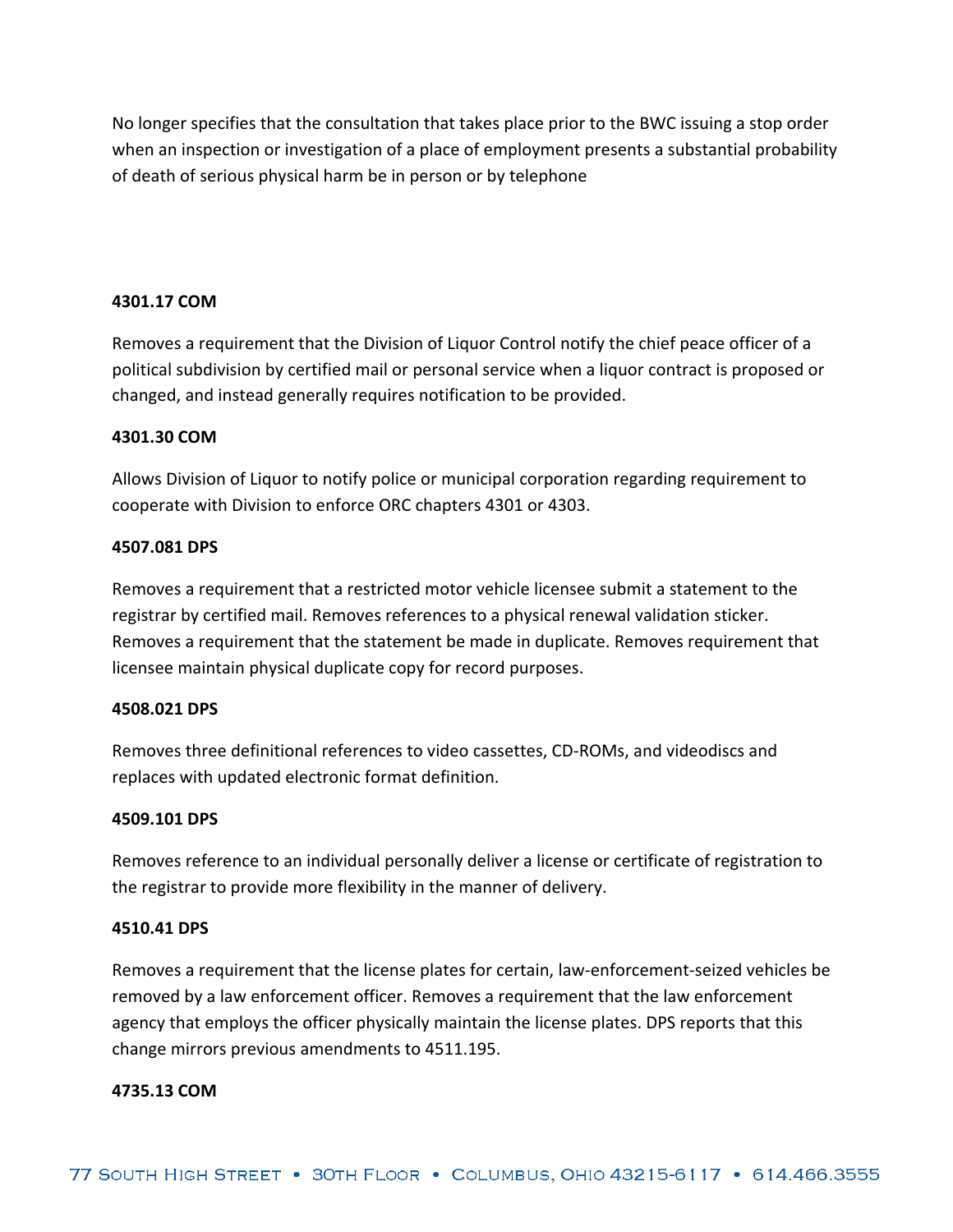No longer specifies that the consultation that takes place prior to the BWC issuing a stop order when an inspection or investigation of a place of employment presents a substantial probability of death of serious physical harm be in person or by telephone

**4301.17 COM**

Removes a requirement that the Division of Liquor Control notify the chief peace officer of a political subdivision by certified mail or personal service when a liquor contract is proposed or changed, and instead generally requires notification to be provided.

**4301.30 COM**

Allows Division of Liquor to notify police or municipal corporation regarding requirement to cooperate with Division to enforce ORC chapters 4301 or 4303.

**4507.081 DPS**

Removes a requirement that a restricted motor vehicle licensee submit a statement to the registrar by certified mail. Removes references to a physical renewal validation sticker. Removes a requirement that the statement be made in duplicate. Removes requirement that licensee maintain physical duplicate copy for record purposes.

**4508.021 DPS**

Removes three definitional references to video cassettes, CD-ROMs, and videodiscs and replaces with updated electronic format definition.

**4509.101 DPS**

Removes reference to an individual personally deliver a license or certificate of registration to the registrar to provide more flexibility in the manner of delivery.

**4510.41 DPS**

Removes a requirement that the license plates for certain, law-enforcement-seized vehicles be removed by a law enforcement officer. Removes a requirement that the law enforcement agency that employs the officer physically maintain the license plates. DPS reports that this change mirrors previous amendments to 4511.195.

**4735.13 COM**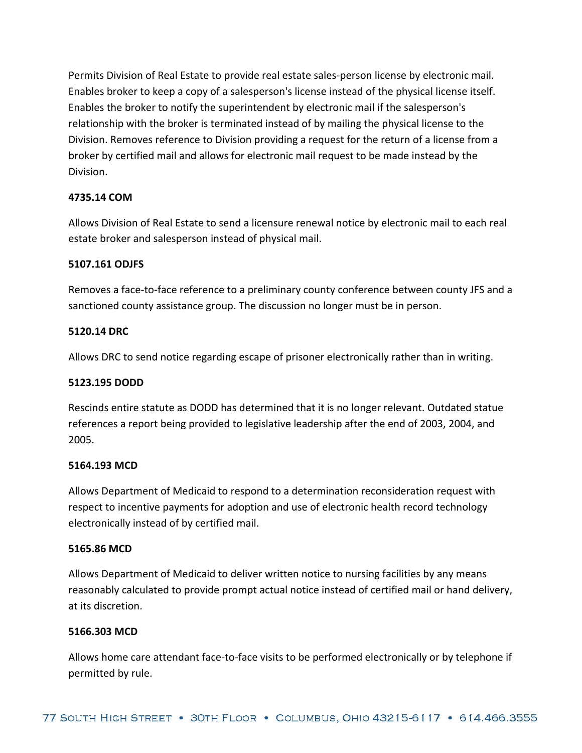Permits Division of Real Estate to provide real estate sales-person license by electronic mail. Enables broker to keep a copy of a salesperson's license instead of the physical license itself. Enables the broker to notify the superintendent by electronic mail if the salesperson's relationship with the broker is terminated instead of by mailing the physical license to the Division. Removes reference to Division providing a request for the return of a license from a broker by certified mail and allows for electronic mail request to be made instead by the Division.

**4735.14 COM**

Allows Division of Real Estate to send a licensure renewal notice by electronic mail to each real estate broker and salesperson instead of physical mail.

**5107.161 ODJFS**

Removes a face-to-face reference to a preliminary county conference between county JFS and a sanctioned county assistance group. The discussion no longer must be in person.

**5120.14 DRC**

Allows DRC to send notice regarding escape of prisoner electronically rather than in writing.

**5123.195 DODD**

Rescinds entire statute as DODD has determined that it is no longer relevant. Outdated statue references a report being provided to legislative leadership after the end of 2003, 2004, and 2005.

**5164.193 MCD**

Allows Department of Medicaid to respond to a determination reconsideration request with respect to incentive payments for adoption and use of electronic health record technology electronically instead of by certified mail.

**5165.86 MCD**

Allows Department of Medicaid to deliver written notice to nursing facilities by any means reasonably calculated to provide prompt actual notice instead of certified mail or hand delivery, at its discretion.

**5166.303 MCD**

Allows home care attendant face-to-face visits to be performed electronically or by telephone if permitted by rule.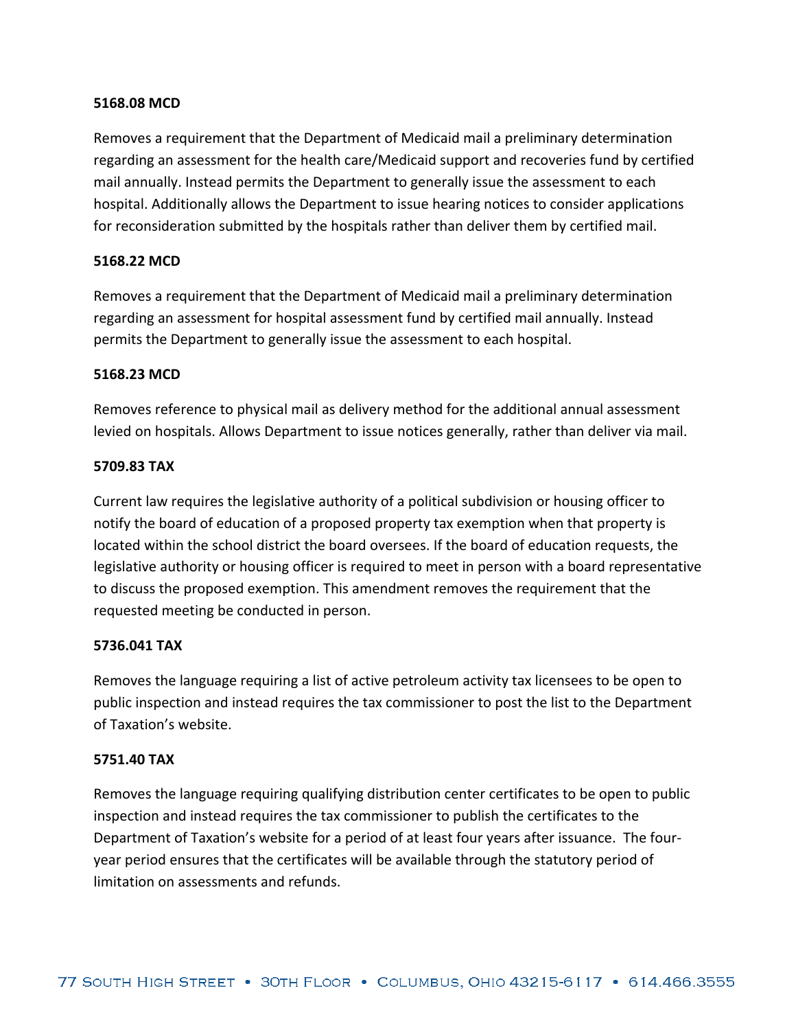**5168.08 MCD**

Removes a requirement that the Department of Medicaid mail a preliminary determination regarding an assessment for the health care/Medicaid support and recoveries fund by certified mail annually. Instead permits the Department to generally issue the assessment to each hospital. Additionally allows the Department to issue hearing notices to consider applications for reconsideration submitted by the hospitals rather than deliver them by certified mail.

**5168.22 MCD**

Removes a requirement that the Department of Medicaid mail a preliminary determination regarding an assessment for hospital assessment fund by certified mail annually. Instead permits the Department to generally issue the assessment to each hospital.

**5168.23 MCD**

Removes reference to physical mail as delivery method for the additional annual assessment levied on hospitals. Allows Department to issue notices generally, rather than deliver via mail.

**5709.83 TAX**

Current law requires the legislative authority of a political subdivision or housing officer to notify the board of education of a proposed property tax exemption when that property is located within the school district the board oversees. If the board of education requests, the legislative authority or housing officer is required to meet in person with a board representative to discuss the proposed exemption. This amendment removes the requirement that the requested meeting be conducted in person.

**5736.041 TAX**

Removes the language requiring a list of active petroleum activity tax licensees to be open to public inspection and instead requires the tax commissioner to post the list to the Department of Taxation's website.

**5751.40 TAX**

Removes the language requiring qualifying distribution center certificates to be open to public inspection and instead requires the tax commissioner to publish the certificates to the Department of Taxation's website for a period of at least four years after issuance. The four-year period ensures that the certificates will be available through the statutory period of limitation on assessments and refunds.